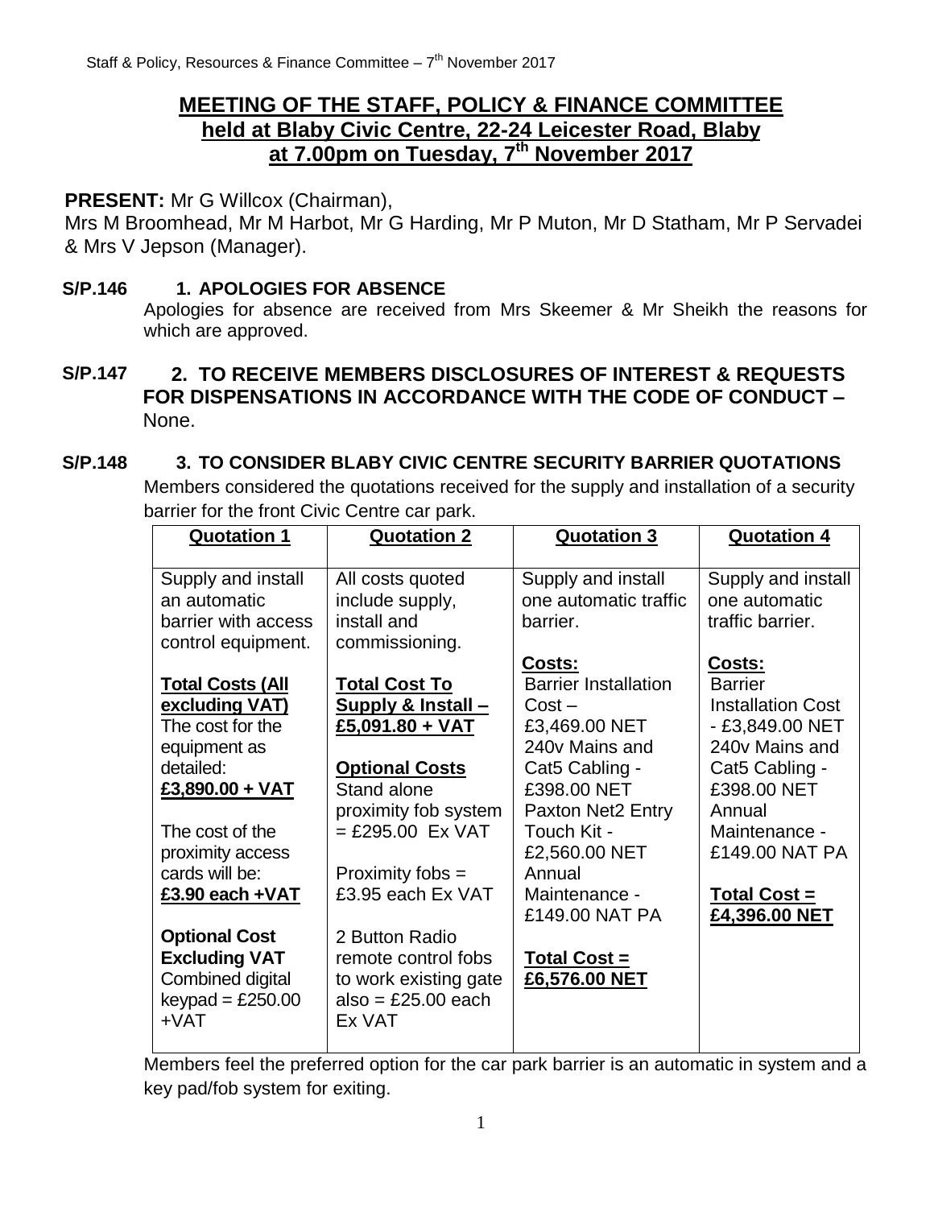# MEETING OF THE STAFF, POLICY & FINANCE COMMITTEE held at Blaby Civic Centre, 22-24 Leicester Road, Blaby at 7.00pm on Tuesday, 7th November 2017

**PRESENT:** Mr G Willcox (Chairman), Mrs M Broomhead, Mr M Harbot, Mr G Harding, Mr P Muton, Mr D Statham, Mr P Servadei & Mrs V Jepson (Manager).

**S/P.146 1. APOLOGIES FOR ABSENCE**

Apologies for absence are received from Mrs Skeemer & Mr Sheikh the reasons for which are approved.

**S/P.147 2. TO RECEIVE MEMBERS DISCLOSURES OF INTEREST & REQUESTS FOR DISPENSATIONS IN ACCORDANCE WITH THE CODE OF CONDUCT –** None.

**S/P.148 3. TO CONSIDER BLABY CIVIC CENTRE SECURITY BARRIER QUOTATIONS**

Members considered the quotations received for the supply and installation of a security barrier for the front Civic Centre car park.

| Quotation 1 | Quotation 2 | Quotation 3 | Quotation 4 |
|---|---|---|---|
| Supply and install an automatic barrier with access control equipment.<br><br>**Total Costs (All excluding VAT)**<br>The cost for the equipment as detailed:<br>**£3,890.00 + VAT**<br><br>The cost of the proximity access cards will be:<br>**£3.90 each +VAT**<br><br>**Optional Cost Excluding VAT**<br>Combined digital keypad = £250.00 +VAT | All costs quoted include supply, install and commissioning.<br><br>**Total Cost To Supply & Install – £5,091.80 + VAT**<br><br>**Optional Costs**<br>Stand alone proximity fob system = £295.00 Ex VAT<br><br>Proximity fobs = £3.95 each Ex VAT<br><br>2 Button Radio remote control fobs to work existing gate also = £25.00 each Ex VAT | Supply and install one automatic traffic barrier.<br><br>**Costs:**<br>Barrier Installation Cost – £3,469.00 NET<br>240v Mains and Cat5 Cabling - £398.00 NET<br>Paxton Net2 Entry Touch Kit - £2,560.00 NET<br>Annual Maintenance - £149.00 NAT PA<br><br>**Total Cost = £6,576.00 NET** | Supply and install one automatic traffic barrier.<br><br>**Costs:**<br>Barrier Installation Cost - £3,849.00 NET<br>240v Mains and Cat5 Cabling - £398.00 NET<br>Annual Maintenance - £149.00 NAT PA<br><br>**Total Cost = £4,396.00 NET** |

Members feel the preferred option for the car park barrier is an automatic in system and a key pad/fob system for exiting.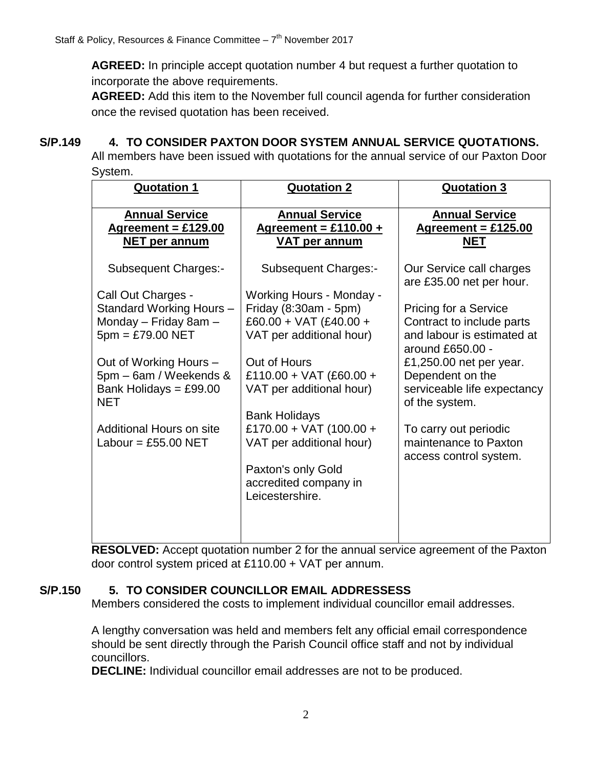**AGREED:** In principle accept quotation number 4 but request a further quotation to incorporate the above requirements.

**AGREED:** Add this item to the November full council agenda for further consideration once the revised quotation has been received.

**S/P.149 4. TO CONSIDER PAXTON DOOR SYSTEM ANNUAL SERVICE QUOTATIONS.**

All members have been issued with quotations for the annual service of our Paxton Door System.

| **Quotation 1** | **Quotation 2** | **Quotation 3** |
|---|---|---|
| **Annual Service Agreement = £129.00 NET per annum** | **Annual Service Agreement = £110.00 + VAT per annum** | **Annual Service Agreement = £125.00 NET** |
| Subsequent Charges:-<br><br>Call Out Charges - Standard Working Hours – Monday – Friday 8am – 5pm = £79.00 NET<br><br>Out of Working Hours – 5pm – 6am / Weekends & Bank Holidays = £99.00 NET<br><br>Additional Hours on site Labour = £55.00 NET | Subsequent Charges:-<br><br>Working Hours - Monday - Friday (8:30am - 5pm) £60.00 + VAT (£40.00 + VAT per additional hour)<br><br>Out of Hours £110.00 + VAT (£60.00 + VAT per additional hour)<br><br>Bank Holidays £170.00 + VAT (100.00 + VAT per additional hour)<br><br>Paxton's only Gold accredited company in Leicestershire. | Our Service call charges are £35.00 net per hour.<br><br>Pricing for a Service Contract to include parts and labour is estimated at around £650.00 - £1,250.00 net per year. Dependent on the serviceable life expectancy of the system.<br><br>To carry out periodic maintenance to Paxton access control system. |

**RESOLVED:** Accept quotation number 2 for the annual service agreement of the Paxton door control system priced at £110.00 + VAT per annum.

**S/P.150 5. TO CONSIDER COUNCILLOR EMAIL ADDRESSESS**

Members considered the costs to implement individual councillor email addresses.

A lengthy conversation was held and members felt any official email correspondence should be sent directly through the Parish Council office staff and not by individual councillors.

**DECLINE:** Individual councillor email addresses are not to be produced.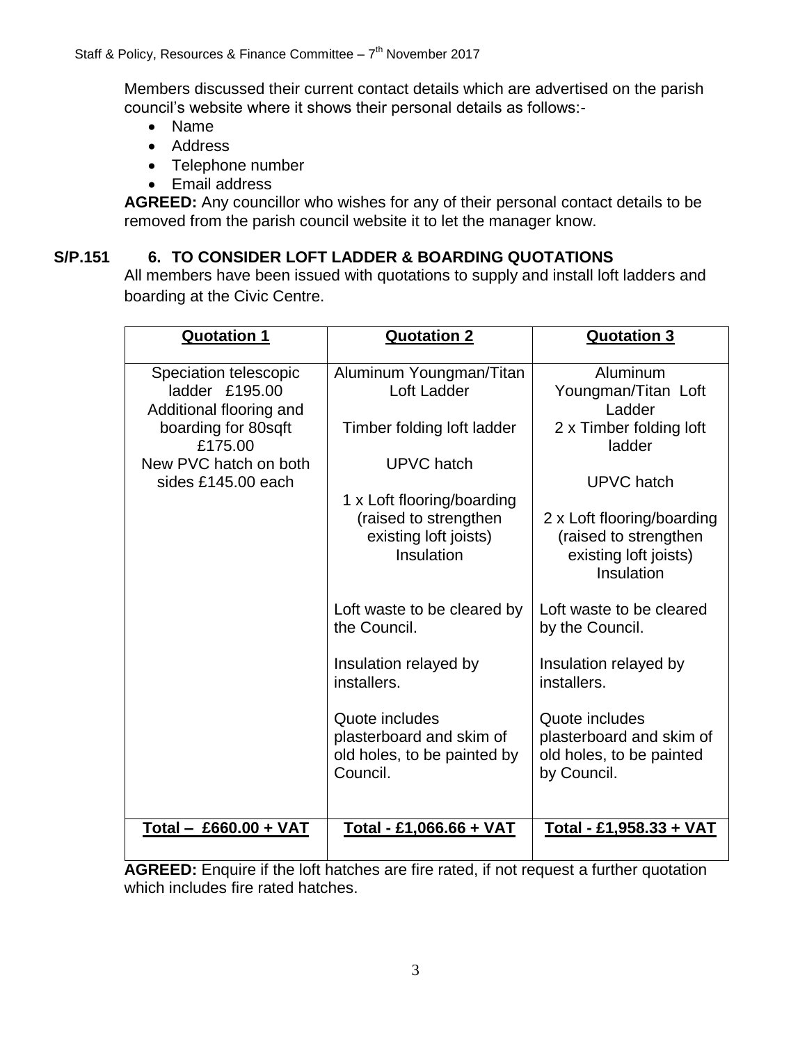Members discussed their current contact details which are advertised on the parish council's website where it shows their personal details as follows:-

- Name
- Address
- Telephone number
- Email address

**AGREED:** Any councillor who wishes for any of their personal contact details to be removed from the parish council website it to let the manager know.

**S/P.151 6. TO CONSIDER LOFT LADDER & BOARDING QUOTATIONS**

All members have been issued with quotations to supply and install loft ladders and boarding at the Civic Centre.

| **Quotation 1** | **Quotation 2** | **Quotation 3** |
|---|---|---|
| Speciation telescopic ladder £195.00<br>Additional flooring and boarding for 80sqft £175.00<br>New PVC hatch on both sides £145.00 each | Aluminum Youngman/Titan Loft Ladder<br><br>Timber folding loft ladder<br><br>UPVC hatch<br><br>1 x Loft flooring/boarding (raised to strengthen existing loft joists) Insulation<br><br>Loft waste to be cleared by the Council.<br><br>Insulation relayed by installers.<br><br>Quote includes plasterboard and skim of old holes, to be painted by Council. | Aluminum Youngman/Titan Loft Ladder<br>2 x Timber folding loft ladder<br><br>UPVC hatch<br><br>2 x Loft flooring/boarding (raised to strengthen existing loft joists) Insulation<br><br>Loft waste to be cleared by the Council.<br><br>Insulation relayed by installers.<br><br>Quote includes plasterboard and skim of old holes, to be painted by Council. |
| **Total – £660.00 + VAT** | **Total - £1,066.66 + VAT** | **Total - £1,958.33 + VAT** |

**AGREED:** Enquire if the loft hatches are fire rated, if not request a further quotation which includes fire rated hatches.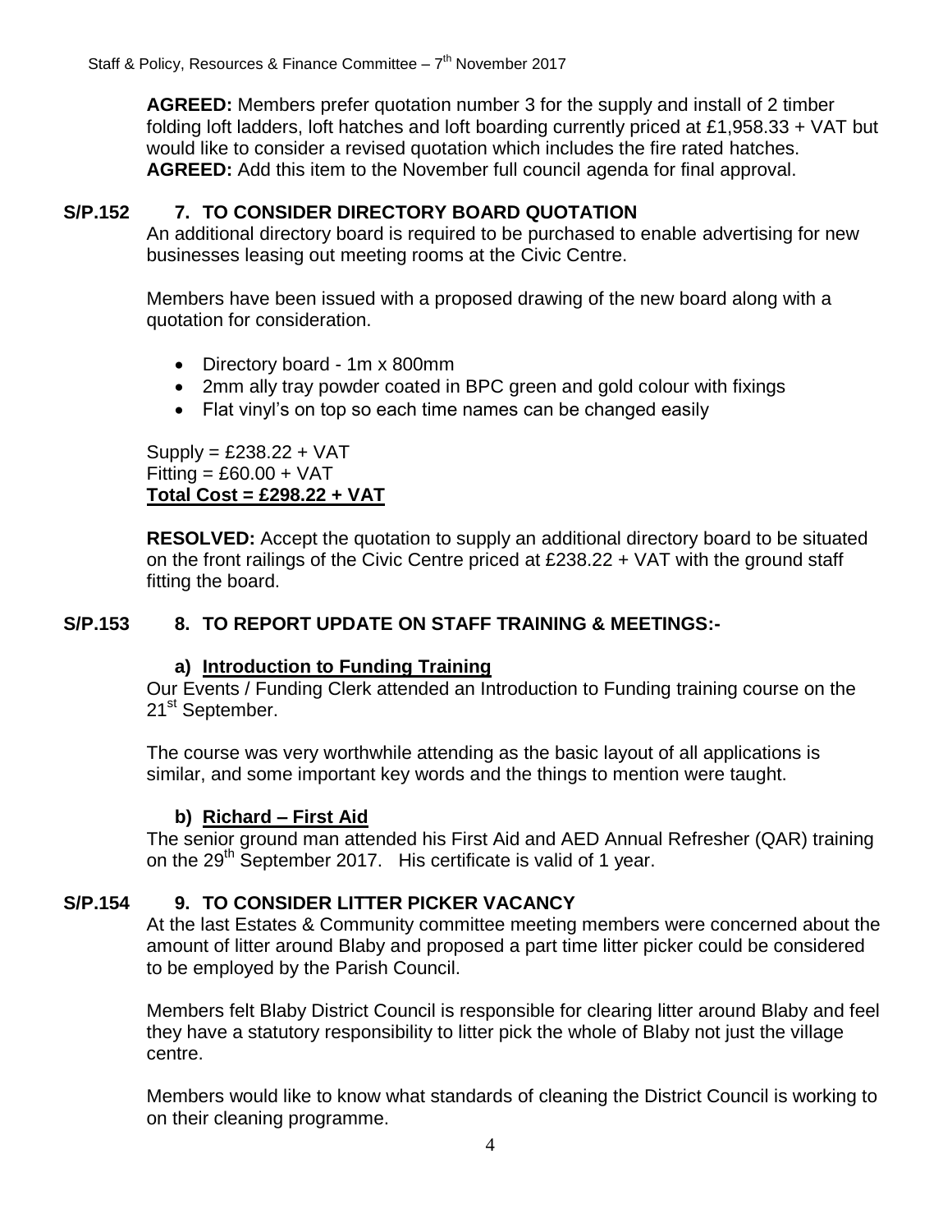**AGREED:** Members prefer quotation number 3 for the supply and install of 2 timber folding loft ladders, loft hatches and loft boarding currently priced at £1,958.33 + VAT but would like to consider a revised quotation which includes the fire rated hatches.
**AGREED:** Add this item to the November full council agenda for final approval.

## S/P.152 7. TO CONSIDER DIRECTORY BOARD QUOTATION

An additional directory board is required to be purchased to enable advertising for new businesses leasing out meeting rooms at the Civic Centre.

Members have been issued with a proposed drawing of the new board along with a quotation for consideration.

- Directory board - 1m x 800mm
- 2mm ally tray powder coated in BPC green and gold colour with fixings
- Flat vinyl's on top so each time names can be changed easily

Supply = £238.22 + VAT
Fitting = £60.00 + VAT
**Total Cost = £298.22 + VAT**

**RESOLVED:** Accept the quotation to supply an additional directory board to be situated on the front railings of the Civic Centre priced at £238.22 + VAT with the ground staff fitting the board.

## S/P.153 8. TO REPORT UPDATE ON STAFF TRAINING & MEETINGS:-

### a) Introduction to Funding Training

Our Events / Funding Clerk attended an Introduction to Funding training course on the 21st September.

The course was very worthwhile attending as the basic layout of all applications is similar, and some important key words and the things to mention were taught.

### b) Richard – First Aid

The senior ground man attended his First Aid and AED Annual Refresher (QAR) training on the 29th September 2017. His certificate is valid of 1 year.

## S/P.154 9. TO CONSIDER LITTER PICKER VACANCY

At the last Estates & Community committee meeting members were concerned about the amount of litter around Blaby and proposed a part time litter picker could be considered to be employed by the Parish Council.

Members felt Blaby District Council is responsible for clearing litter around Blaby and feel they have a statutory responsibility to litter pick the whole of Blaby not just the village centre.

Members would like to know what standards of cleaning the District Council is working to on their cleaning programme.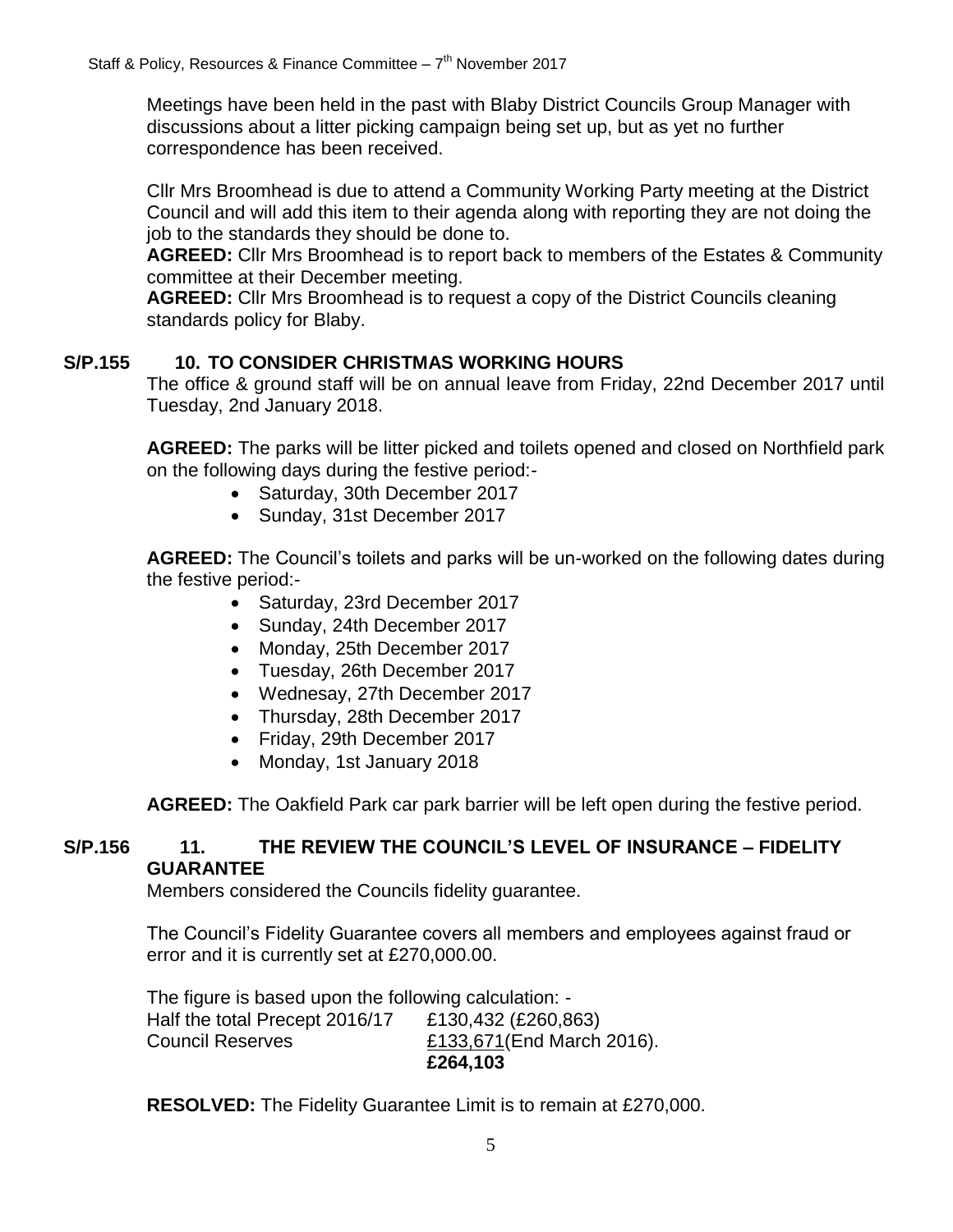Meetings have been held in the past with Blaby District Councils Group Manager with discussions about a litter picking campaign being set up, but as yet no further correspondence has been received.

Cllr Mrs Broomhead is due to attend a Community Working Party meeting at the District Council and will add this item to their agenda along with reporting they are not doing the job to the standards they should be done to.

**AGREED:** Cllr Mrs Broomhead is to report back to members of the Estates & Community committee at their December meeting.

**AGREED:** Cllr Mrs Broomhead is to request a copy of the District Councils cleaning standards policy for Blaby.

**S/P.155 10. TO CONSIDER CHRISTMAS WORKING HOURS**

The office & ground staff will be on annual leave from Friday, 22nd December 2017 until Tuesday, 2nd January 2018.

**AGREED:** The parks will be litter picked and toilets opened and closed on Northfield park on the following days during the festive period:-

- Saturday, 30th December 2017
- Sunday, 31st December 2017

**AGREED:** The Council's toilets and parks will be un-worked on the following dates during the festive period:-

- Saturday, 23rd December 2017
- Sunday, 24th December 2017
- Monday, 25th December 2017
- Tuesday, 26th December 2017
- Wednesay, 27th December 2017
- Thursday, 28th December 2017
- Friday, 29th December 2017
- Monday, 1st January 2018

**AGREED:** The Oakfield Park car park barrier will be left open during the festive period.

**S/P.156 11. THE REVIEW THE COUNCIL'S LEVEL OF INSURANCE – FIDELITY GUARANTEE**

Members considered the Councils fidelity guarantee.

The Council's Fidelity Guarantee covers all members and employees against fraud or error and it is currently set at £270,000.00.

The figure is based upon the following calculation: -

| | |
|---|---|
| Half the total Precept 2016/17 | £130,432 (£260,863) |
| Council Reserves | £133,671(End March 2016). |
| | **£264,103** |

**RESOLVED:** The Fidelity Guarantee Limit is to remain at £270,000.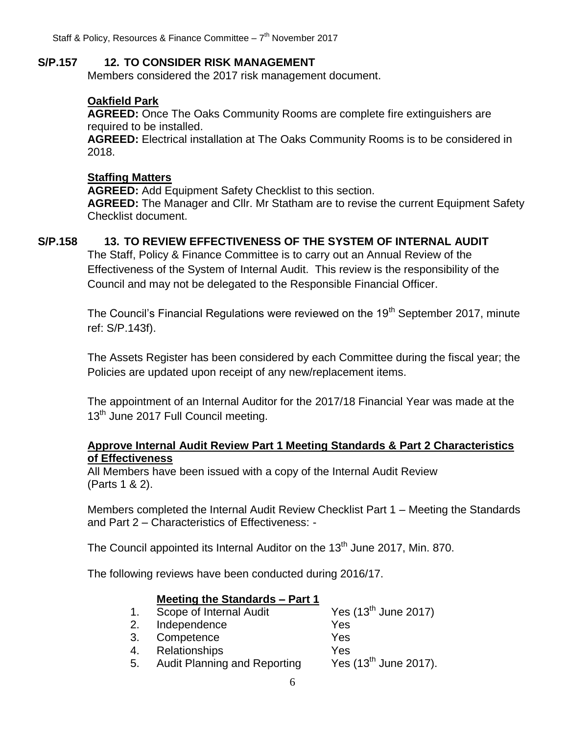**S/P.157 12. TO CONSIDER RISK MANAGEMENT**

Members considered the 2017 risk management document.

**Oakfield Park**

**AGREED:** Once The Oaks Community Rooms are complete fire extinguishers are required to be installed.

**AGREED:** Electrical installation at The Oaks Community Rooms is to be considered in 2018.

**Staffing Matters**

**AGREED:** Add Equipment Safety Checklist to this section.

**AGREED:** The Manager and Cllr. Mr Statham are to revise the current Equipment Safety Checklist document.

**S/P.158 13. TO REVIEW EFFECTIVENESS OF THE SYSTEM OF INTERNAL AUDIT**

The Staff, Policy & Finance Committee is to carry out an Annual Review of the Effectiveness of the System of Internal Audit. This review is the responsibility of the Council and may not be delegated to the Responsible Financial Officer.

The Council's Financial Regulations were reviewed on the 19th September 2017, minute ref: S/P.143f).

The Assets Register has been considered by each Committee during the fiscal year; the Policies are updated upon receipt of any new/replacement items.

The appointment of an Internal Auditor for the 2017/18 Financial Year was made at the 13th June 2017 Full Council meeting.

**Approve Internal Audit Review Part 1 Meeting Standards & Part 2 Characteristics of Effectiveness**

All Members have been issued with a copy of the Internal Audit Review (Parts 1 & 2).

Members completed the Internal Audit Review Checklist Part 1 – Meeting the Standards and Part 2 – Characteristics of Effectiveness: -

The Council appointed its Internal Auditor on the 13th June 2017, Min. 870.

The following reviews have been conducted during 2016/17.

**Meeting the Standards – Part 1**

| | | |
|---|---|---|
| 1. | Scope of Internal Audit | Yes (13th June 2017) |
| 2. | Independence | Yes |
| 3. | Competence | Yes |
| 4. | Relationships | Yes |
| 5. | Audit Planning and Reporting | Yes (13th June 2017). |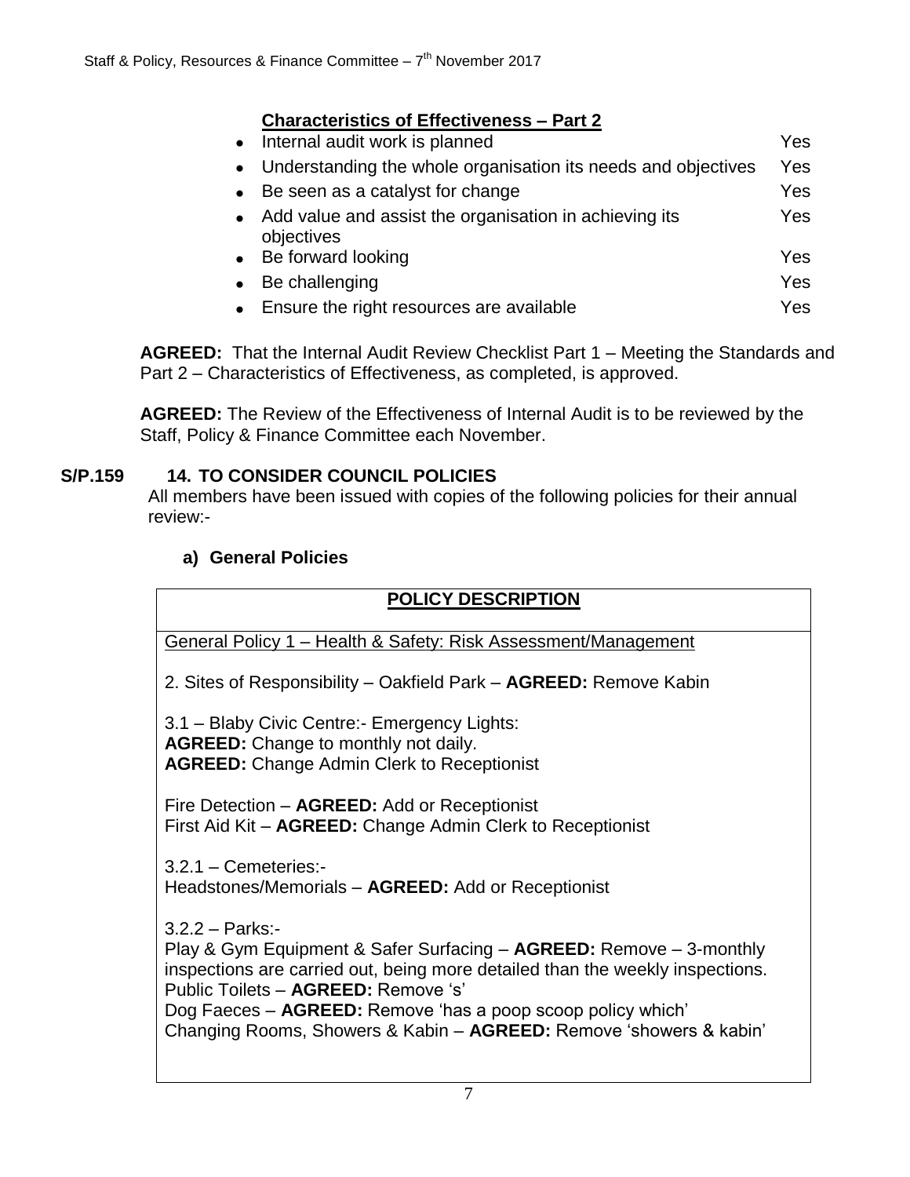**Characteristics of Effectiveness – Part 2**

| | |
|---|---|
| • Internal audit work is planned | Yes |
| • Understanding the whole organisation its needs and objectives | Yes |
| • Be seen as a catalyst for change | Yes |
| • Add value and assist the organisation in achieving its objectives | Yes |
| • Be forward looking | Yes |
| • Be challenging | Yes |
| • Ensure the right resources are available | Yes |

**AGREED:** That the Internal Audit Review Checklist Part 1 – Meeting the Standards and Part 2 – Characteristics of Effectiveness, as completed, is approved.

**AGREED:** The Review of the Effectiveness of Internal Audit is to be reviewed by the Staff, Policy & Finance Committee each November.

**S/P.159 14. TO CONSIDER COUNCIL POLICIES**

All members have been issued with copies of the following policies for their annual review:-

**a) General Policies**

| **POLICY DESCRIPTION** |
|---|
| General Policy 1 – Health & Safety: Risk Assessment/Management<br><br>2. Sites of Responsibility – Oakfield Park – **AGREED:** Remove Kabin<br><br>3.1 – Blaby Civic Centre:- Emergency Lights:<br>**AGREED:** Change to monthly not daily.<br>**AGREED:** Change Admin Clerk to Receptionist<br><br>Fire Detection – **AGREED:** Add or Receptionist<br>First Aid Kit – **AGREED:** Change Admin Clerk to Receptionist<br><br>3.2.1 – Cemeteries:-<br>Headstones/Memorials – **AGREED:** Add or Receptionist<br><br>3.2.2 – Parks:-<br>Play & Gym Equipment & Safer Surfacing – **AGREED:** Remove – 3-monthly inspections are carried out, being more detailed than the weekly inspections.<br>Public Toilets – **AGREED:** Remove 's'<br>Dog Faeces – **AGREED:** Remove 'has a poop scoop policy which'<br>Changing Rooms, Showers & Kabin – **AGREED:** Remove 'showers & kabin' |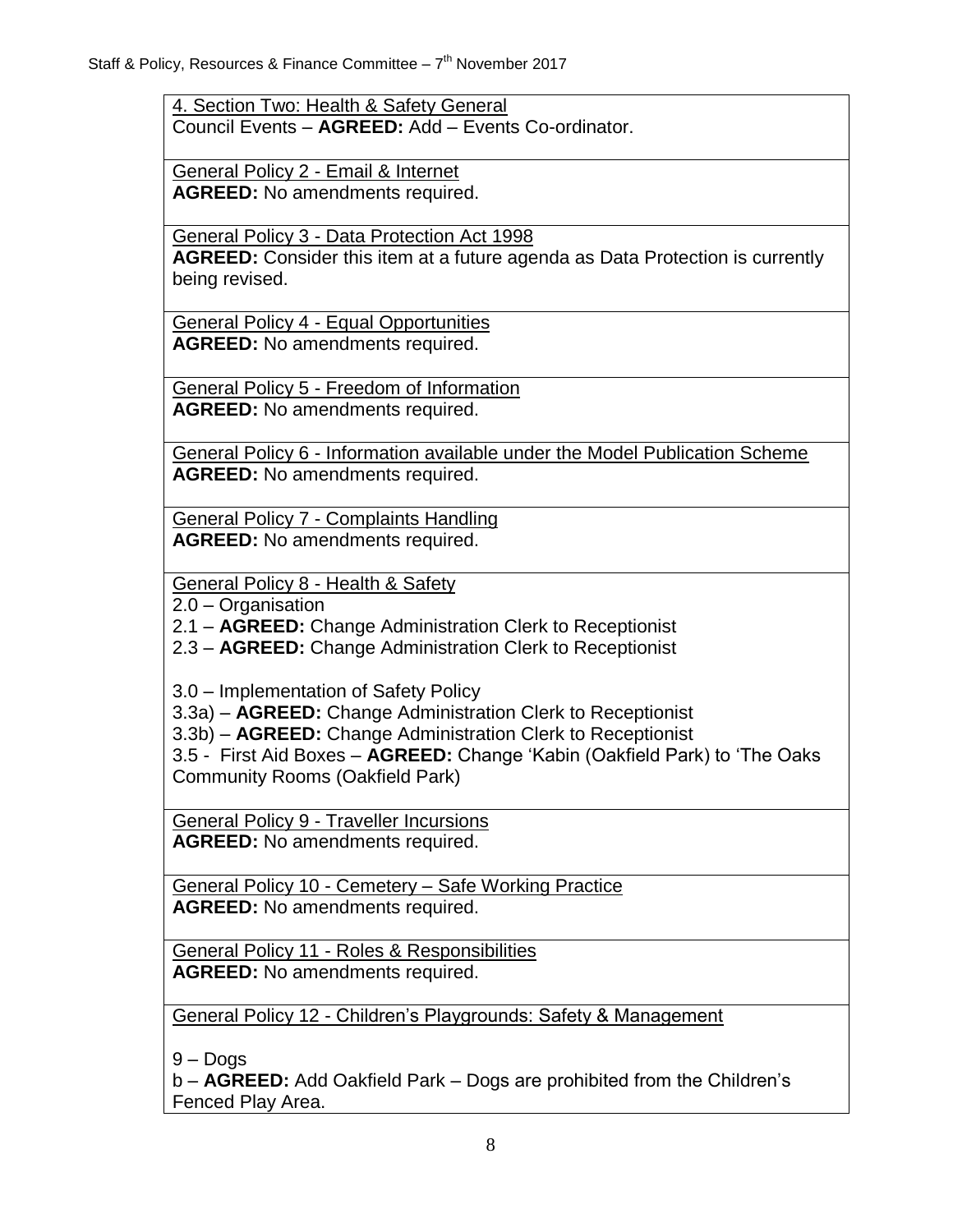4. Section Two: Health & Safety General

Council Events – **AGREED:** Add – Events Co-ordinator.

General Policy 2 - Email & Internet

**AGREED:** No amendments required.

General Policy 3 - Data Protection Act 1998

**AGREED:** Consider this item at a future agenda as Data Protection is currently being revised.

General Policy 4 - Equal Opportunities

**AGREED:** No amendments required.

General Policy 5 - Freedom of Information

**AGREED:** No amendments required.

General Policy 6 - Information available under the Model Publication Scheme

**AGREED:** No amendments required.

General Policy 7 - Complaints Handling

**AGREED:** No amendments required.

General Policy 8 - Health & Safety

2.0 – Organisation

2.1 – **AGREED:** Change Administration Clerk to Receptionist

2.3 – **AGREED:** Change Administration Clerk to Receptionist

3.0 – Implementation of Safety Policy

3.3a) – **AGREED:** Change Administration Clerk to Receptionist

3.3b) – **AGREED:** Change Administration Clerk to Receptionist

3.5 - First Aid Boxes – **AGREED:** Change 'Kabin (Oakfield Park) to 'The Oaks Community Rooms (Oakfield Park)

General Policy 9 - Traveller Incursions

**AGREED:** No amendments required.

General Policy 10 - Cemetery – Safe Working Practice

**AGREED:** No amendments required.

General Policy 11 - Roles & Responsibilities

**AGREED:** No amendments required.

General Policy 12 - Children's Playgrounds: Safety & Management

9 – Dogs

b – **AGREED:** Add Oakfield Park – Dogs are prohibited from the Children's Fenced Play Area.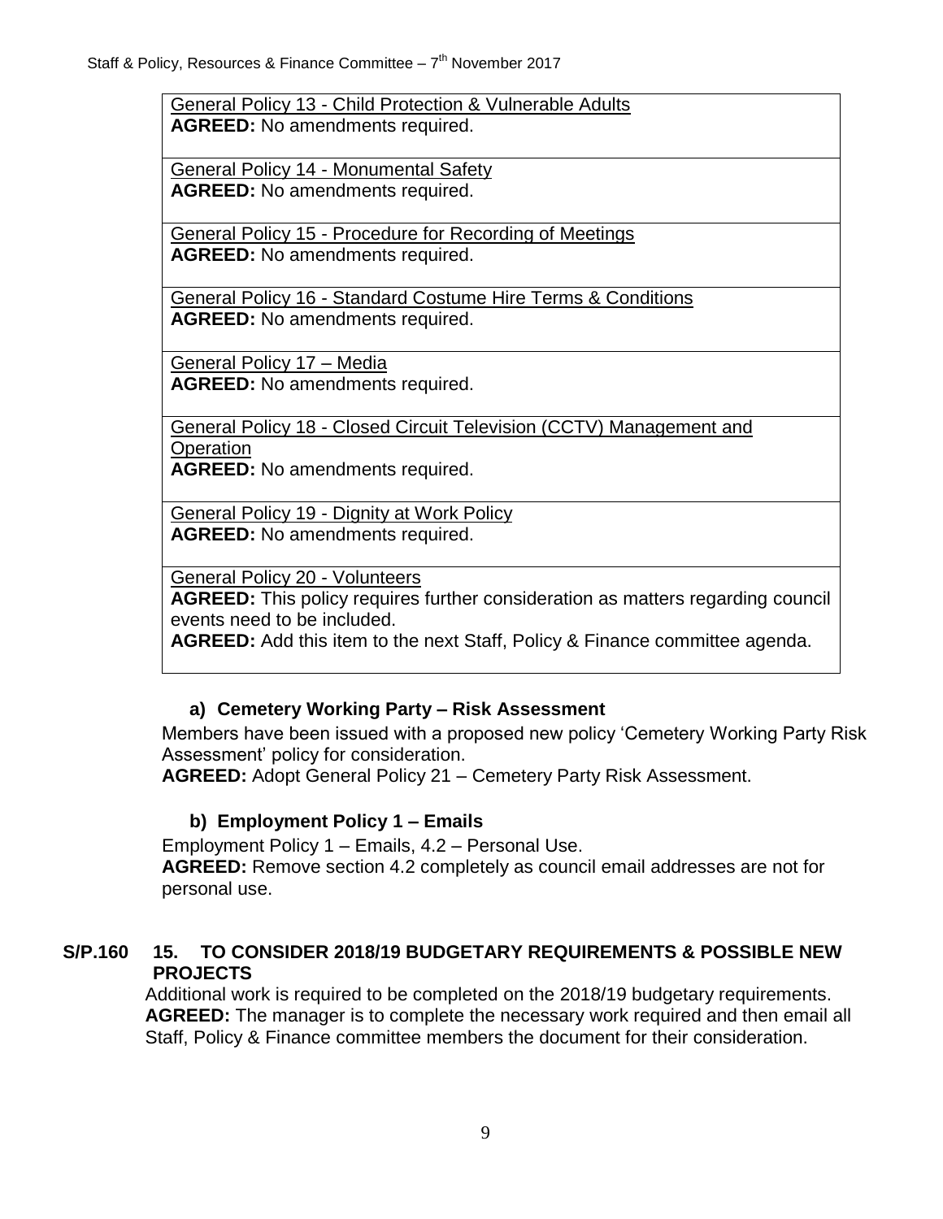| |
|---|
| General Policy 13 - Child Protection & Vulnerable Adults<br>**AGREED:** No amendments required. |
| General Policy 14 - Monumental Safety<br>**AGREED:** No amendments required. |
| General Policy 15 - Procedure for Recording of Meetings<br>**AGREED:** No amendments required. |
| General Policy 16 - Standard Costume Hire Terms & Conditions<br>**AGREED:** No amendments required. |
| General Policy 17 – Media<br>**AGREED:** No amendments required. |
| General Policy 18 - Closed Circuit Television (CCTV) Management and Operation<br>**AGREED:** No amendments required. |
| General Policy 19 - Dignity at Work Policy<br>**AGREED:** No amendments required. |
| General Policy 20 - Volunteers<br>**AGREED:** This policy requires further consideration as matters regarding council events need to be included.<br>**AGREED:** Add this item to the next Staff, Policy & Finance committee agenda. |

**a) Cemetery Working Party – Risk Assessment**

Members have been issued with a proposed new policy 'Cemetery Working Party Risk Assessment' policy for consideration.

**AGREED:** Adopt General Policy 21 – Cemetery Party Risk Assessment.

**b) Employment Policy 1 – Emails**

Employment Policy 1 – Emails, 4.2 – Personal Use.

**AGREED:** Remove section 4.2 completely as council email addresses are not for personal use.

### S/P.160 15. TO CONSIDER 2018/19 BUDGETARY REQUIREMENTS & POSSIBLE NEW PROJECTS

Additional work is required to be completed on the 2018/19 budgetary requirements.

**AGREED:** The manager is to complete the necessary work required and then email all Staff, Policy & Finance committee members the document for their consideration.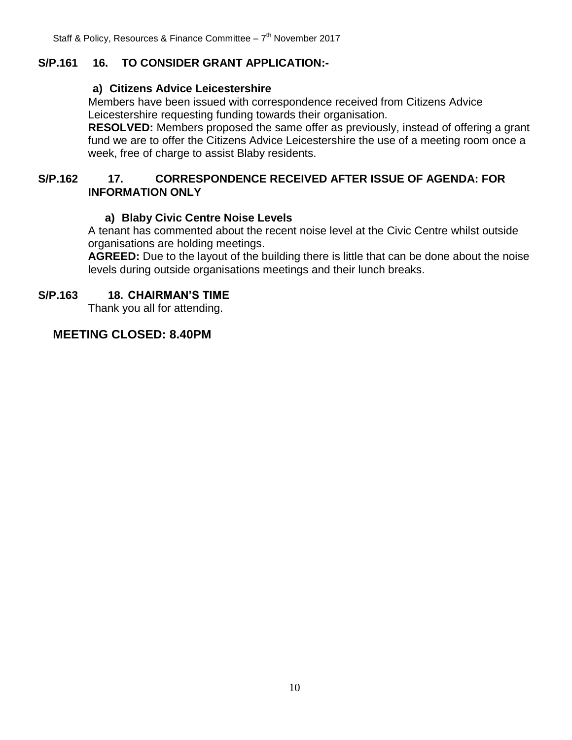**S/P.161 16. TO CONSIDER GRANT APPLICATION:-**

**a) Citizens Advice Leicestershire**

Members have been issued with correspondence received from Citizens Advice Leicestershire requesting funding towards their organisation.

**RESOLVED:** Members proposed the same offer as previously, instead of offering a grant fund we are to offer the Citizens Advice Leicestershire the use of a meeting room once a week, free of charge to assist Blaby residents.

**S/P.162 17. CORRESPONDENCE RECEIVED AFTER ISSUE OF AGENDA: FOR INFORMATION ONLY**

**a) Blaby Civic Centre Noise Levels**

A tenant has commented about the recent noise level at the Civic Centre whilst outside organisations are holding meetings.

**AGREED:** Due to the layout of the building there is little that can be done about the noise levels during outside organisations meetings and their lunch breaks.

**S/P.163 18. CHAIRMAN'S TIME**

Thank you all for attending.

**MEETING CLOSED: 8.40PM**